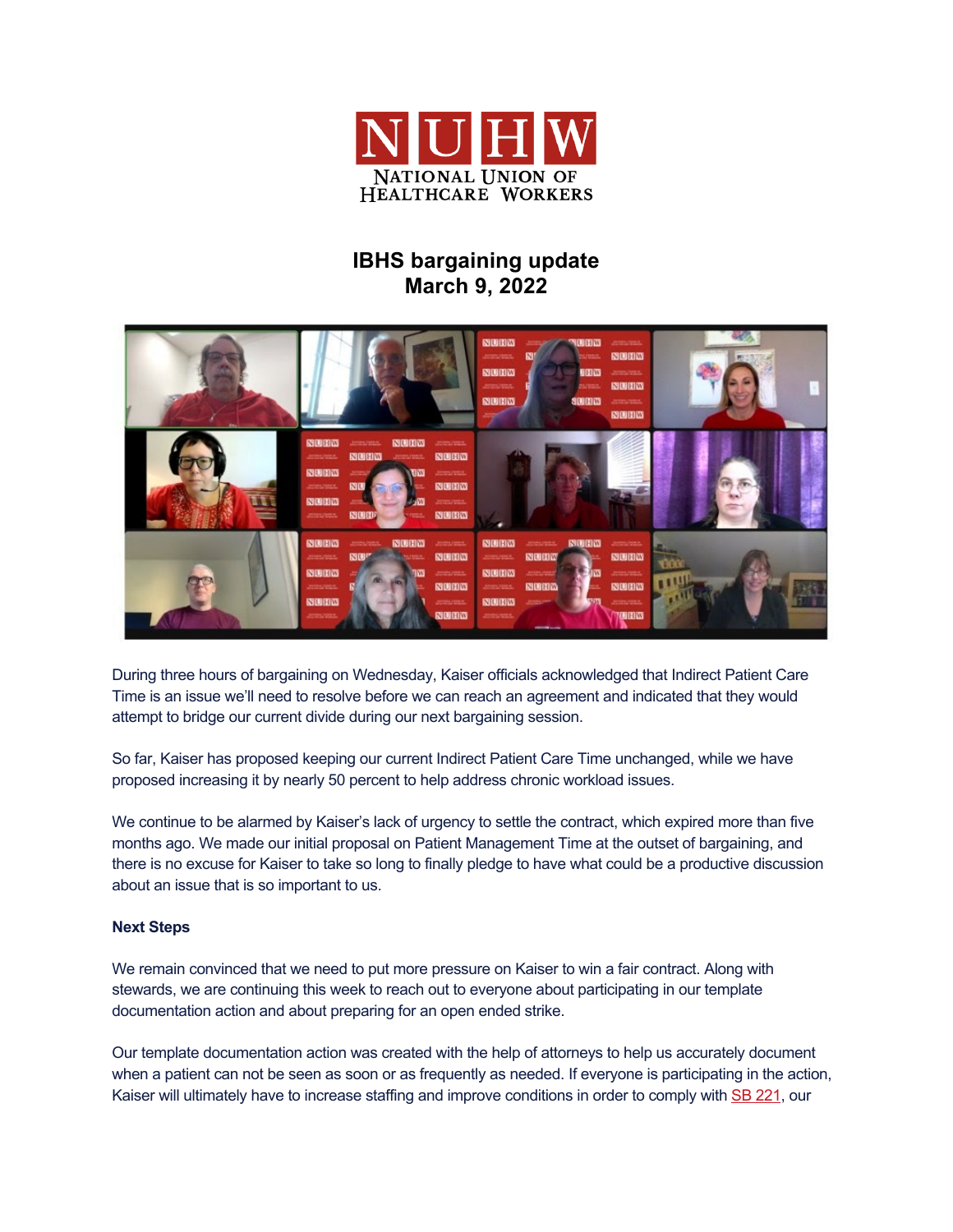NUHW
NATIONAL UNION OF HEALTHCARE WORKERS

## IBHS bargaining update
## March 9, 2022

During three hours of bargaining on Wednesday, Kaiser officials acknowledged that Indirect Patient Care Time is an issue we'll need to resolve before we can reach an agreement and indicated that they would attempt to bridge our current divide during our next bargaining session.

So far, Kaiser has proposed keeping our current Indirect Patient Care Time unchanged, while we have proposed increasing it by nearly 50 percent to help address chronic workload issues.

We continue to be alarmed by Kaiser's lack of urgency to settle the contract, which expired more than five months ago. We made our initial proposal on Patient Management Time at the outset of bargaining, and there is no excuse for Kaiser to take so long to finally pledge to have what could be a productive discussion about an issue that is so important to us.

**Next Steps**

We remain convinced that we need to put more pressure on Kaiser to win a fair contract. Along with stewards, we are continuing this week to reach out to everyone about participating in our template documentation action and about preparing for an open ended strike.

Our template documentation action was created with the help of attorneys to help us accurately document when a patient can not be seen as soon or as frequently as needed. If everyone is participating in the action, Kaiser will ultimately have to increase staffing and improve conditions in order to comply with SB 221, our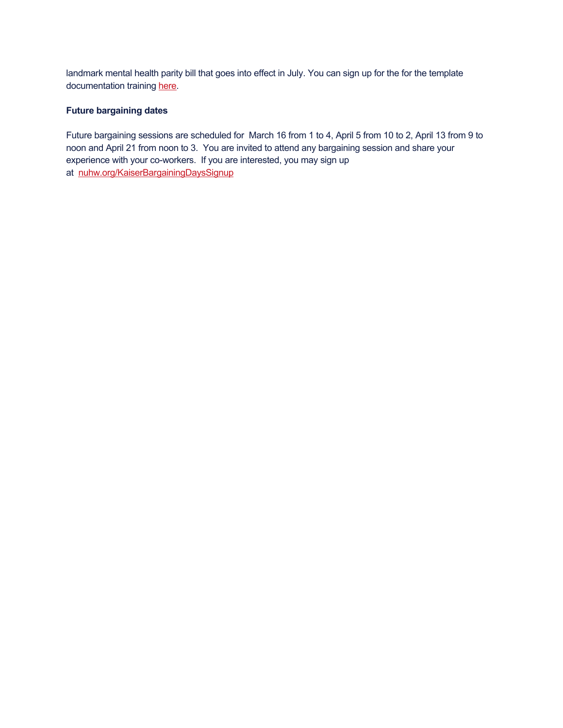landmark mental health parity bill that goes into effect in July. You can sign up for the for the template documentation training here.

**Future bargaining dates**

Future bargaining sessions are scheduled for March 16 from 1 to 4, April 5 from 10 to 2, April 13 from 9 to noon and April 21 from noon to 3. You are invited to attend any bargaining session and share your experience with your co-workers. If you are interested, you may sign up at nuhw.org/KaiserBargainingDaysSignup